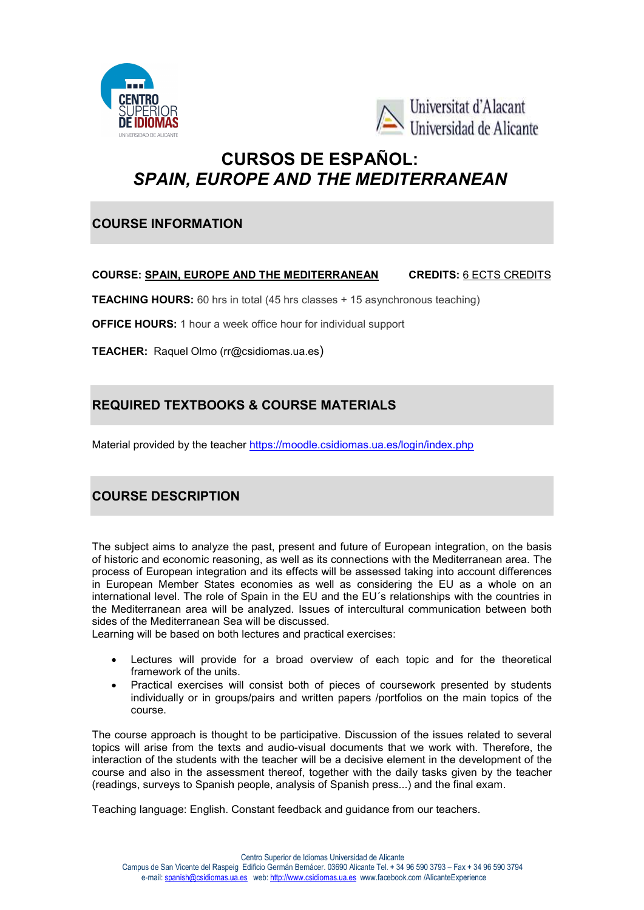# CURSOS DE ESPAÑOL:
# *SPAIN, EUROPE AND THE MEDITERRANEAN*

## COURSE INFORMATION

**COURSE:** **SPAIN, EUROPE AND THE MEDITERRANEAN** **CREDITS:** 6 ECTS CREDITS

**TEACHING HOURS:** 60 hrs in total (45 hrs classes + 15 asynchronous teaching)

**OFFICE HOURS:** 1 hour a week office hour for individual support

**TEACHER:** Raquel Olmo (rr@csidiomas.ua.es)

## REQUIRED TEXTBOOKS & COURSE MATERIALS

Material provided by the teacher https://moodle.csidiomas.ua.es/login/index.php

## COURSE DESCRIPTION

The subject aims to analyze the past, present and future of European integration, on the basis of historic and economic reasoning, as well as its connections with the Mediterranean area. The process of European integration and its effects will be assessed taking into account differences in European Member States economies as well as considering the EU as a whole on an international level. The role of Spain in the EU and the EU´s relationships with the countries in the Mediterranean area will be analyzed. Issues of intercultural communication between both sides of the Mediterranean Sea will be discussed.
Learning will be based on both lectures and practical exercises:

- Lectures will provide for a broad overview of each topic and for the theoretical framework of the units.
- Practical exercises will consist both of pieces of coursework presented by students individually or in groups/pairs and written papers /portfolios on the main topics of the course.

The course approach is thought to be participative. Discussion of the issues related to several topics will arise from the texts and audio-visual documents that we work with. Therefore, the interaction of the students with the teacher will be a decisive element in the development of the course and also in the assessment thereof, together with the daily tasks given by the teacher (readings, surveys to Spanish people, analysis of Spanish press...) and the final exam.

Teaching language: English. Constant feedback and guidance from our teachers.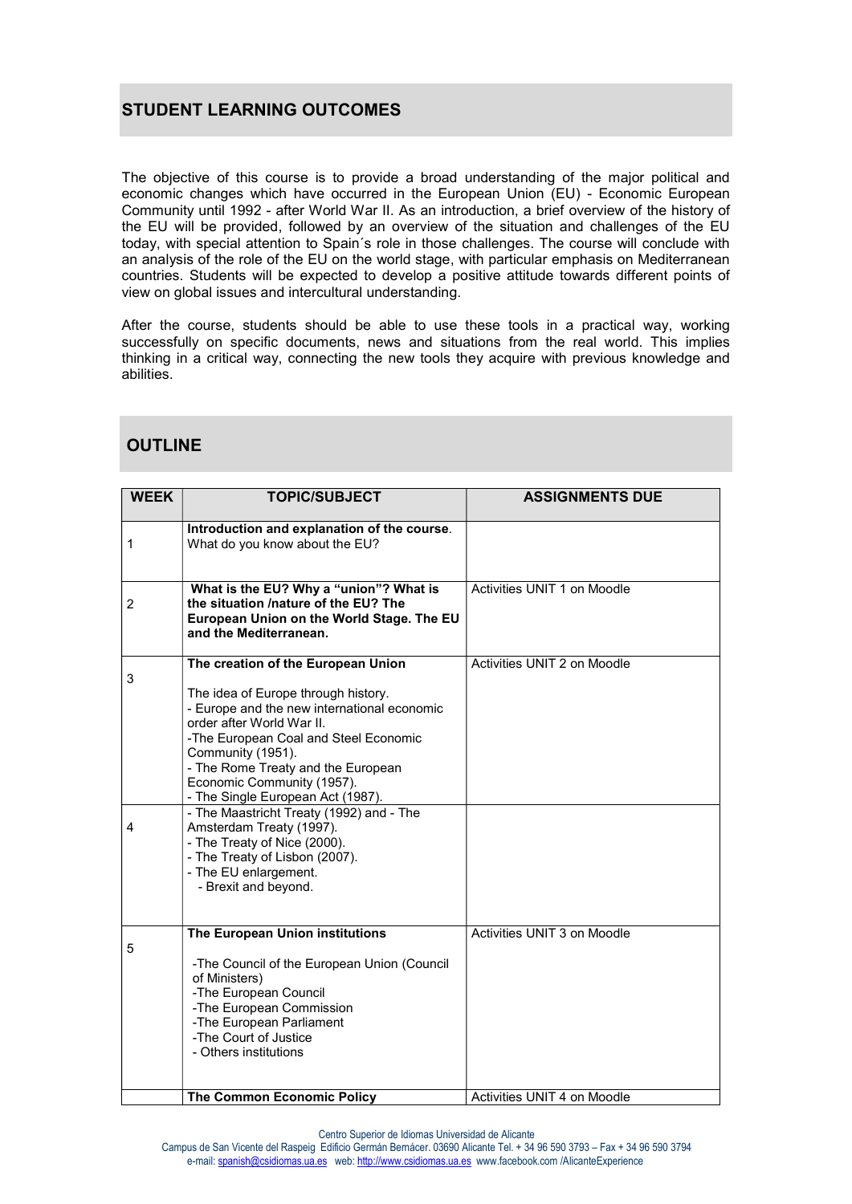## STUDENT LEARNING OUTCOMES

The objective of this course is to provide a broad understanding of the major political and economic changes which have occurred in the European Union (EU) - Economic European Community until 1992 - after World War II. As an introduction, a brief overview of the history of the EU will be provided, followed by an overview of the situation and challenges of the EU today, with special attention to Spain´s role in those challenges. The course will conclude with an analysis of the role of the EU on the world stage, with particular emphasis on Mediterranean countries. Students will be expected to develop a positive attitude towards different points of view on global issues and intercultural understanding.

After the course, students should be able to use these tools in a practical way, working successfully on specific documents, news and situations from the real world. This implies thinking in a critical way, connecting the new tools they acquire with previous knowledge and abilities.

## OUTLINE

| WEEK | TOPIC/SUBJECT | ASSIGNMENTS DUE |
|---|---|---|
| 1 | **Introduction and explanation of the course**. What do you know about the EU? | |
| 2 | **What is the EU? Why a "union"? What is the situation /nature of the EU? The European Union on the World Stage. The EU and the Mediterranean.** | Activities UNIT 1 on Moodle |
| 3 | **The creation of the European Union**<br><br>The idea of Europe through history.<br>- Europe and the new international economic order after World War II.<br>-The European Coal and Steel Economic Community (1951).<br>- The Rome Treaty and the European Economic Community (1957).<br>- The Single European Act (1987). | Activities UNIT 2 on Moodle |
| 4 | - The Maastricht Treaty (1992) and - The Amsterdam Treaty (1997).<br>- The Treaty of Nice (2000).<br>- The Treaty of Lisbon (2007).<br>- The EU enlargement.<br>- Brexit and beyond. | |
| 5 | **The European Union institutions**<br><br>-The Council of the European Union (Council of Ministers)<br>-The European Council<br>-The European Commission<br>-The European Parliament<br>-The Court of Justice<br>- Others institutions | Activities UNIT 3 on Moodle |
| | **The Common Economic Policy** | Activities UNIT 4 on Moodle |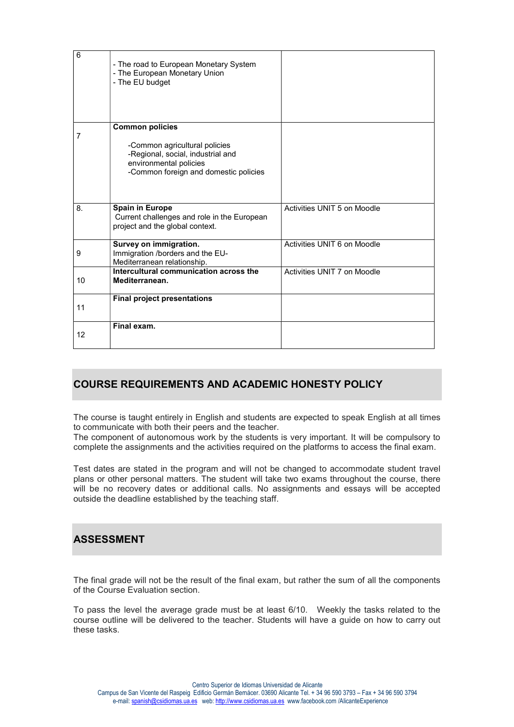| | | |
|---|---|---|
| 6 | - The road to European Monetary System<br>- The European Monetary Union<br>- The EU budget | |
| 7 | **Common policies**<br><br>-Common agricultural policies<br>-Regional, social, industrial and environmental policies<br>-Common foreign and domestic policies | |
| 8. | **Spain in Europe**<br>Current challenges and role in the European project and the global context. | Activities UNIT 5 on Moodle |
| 9 | **Survey on immigration.**<br>Immigration /borders and the EU-Mediterranean relationship. | Activities UNIT 6 on Moodle |
| 10 | **Intercultural communication across the Mediterranean.** | Activities UNIT 7 on Moodle |
| 11 | **Final project presentations** | |
| 12 | **Final exam.** | |

## COURSE REQUIREMENTS AND ACADEMIC HONESTY POLICY

The course is taught entirely in English and students are expected to speak English at all times to communicate with both their peers and the teacher.
The component of autonomous work by the students is very important. It will be compulsory to complete the assignments and the activities required on the platforms to access the final exam.

Test dates are stated in the program and will not be changed to accommodate student travel plans or other personal matters. The student will take two exams throughout the course, there will be no recovery dates or additional calls. No assignments and essays will be accepted outside the deadline established by the teaching staff.

## ASSESSMENT

The final grade will not be the result of the final exam, but rather the sum of all the components of the Course Evaluation section.

To pass the level the average grade must be at least 6/10. Weekly the tasks related to the course outline will be delivered to the teacher. Students will have a guide on how to carry out these tasks.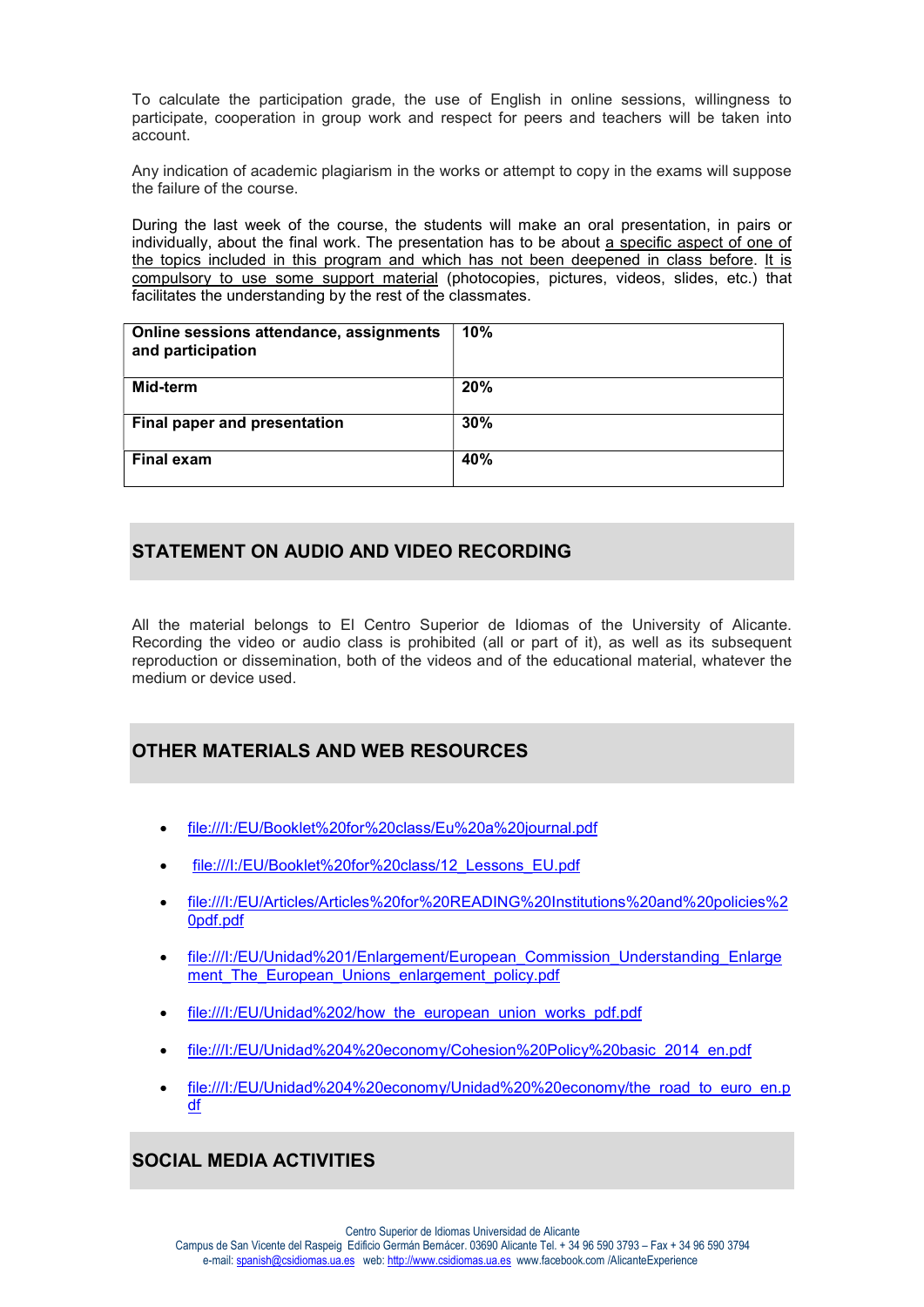To calculate the participation grade, the use of English in online sessions, willingness to participate, cooperation in group work and respect for peers and teachers will be taken into account.

Any indication of academic plagiarism in the works or attempt to copy in the exams will suppose the failure of the course.

During the last week of the course, the students will make an oral presentation, in pairs or individually, about the final work. The presentation has to be about a specific aspect of one of the topics included in this program and which has not been deepened in class before. It is compulsory to use some support material (photocopies, pictures, videos, slides, etc.) that facilitates the understanding by the rest of the classmates.

| **Online sessions attendance, assignments and participation** | **10%** |
|---|---|
| **Mid-term** | **20%** |
| **Final paper and presentation** | **30%** |
| **Final exam** | **40%** |

## STATEMENT ON AUDIO AND VIDEO RECORDING

All the material belongs to El Centro Superior de Idiomas of the University of Alicante. Recording the video or audio class is prohibited (all or part of it), as well as its subsequent reproduction or dissemination, both of the videos and of the educational material, whatever the medium or device used.

## OTHER MATERIALS AND WEB RESOURCES

- file:///I:/EU/Booklet%20for%20class/Eu%20a%20journal.pdf
- file:///I:/EU/Booklet%20for%20class/12_Lessons_EU.pdf
- file:///I:/EU/Articles/Articles%20for%20READING%20Institutions%20and%20policies%20pdf.pdf
- file:///I:/EU/Unidad%201/Enlargement/European_Commission_Understanding_Enlargement_The_European_Unions_enlargement_policy.pdf
- file:///I:/EU/Unidad%202/how_the_european_union_works_pdf.pdf
- file:///I:/EU/Unidad%204%20economy/Cohesion%20Policy%20basic_2014_en.pdf
- file:///I:/EU/Unidad%204%20economy/Unidad%20%20economy/the_road_to_euro_en.pdf

## SOCIAL MEDIA ACTIVITIES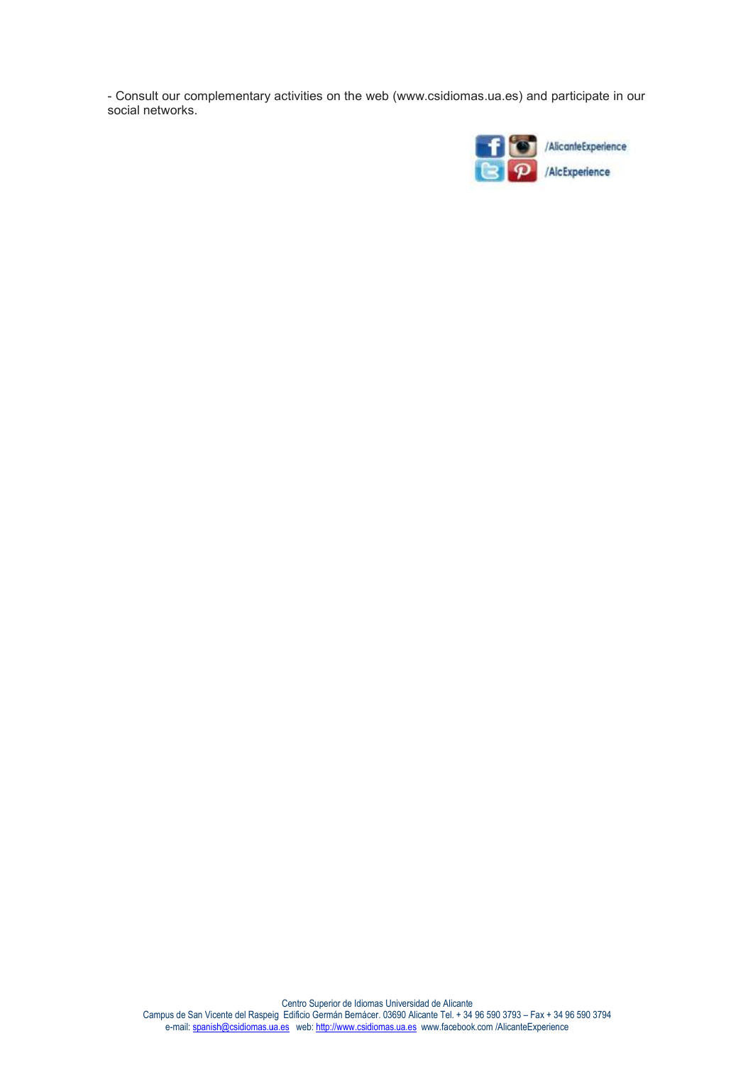- Consult our complementary activities on the web (www.csidiomas.ua.es) and participate in our social networks.

/AlicanteExperience

/AlcExperience